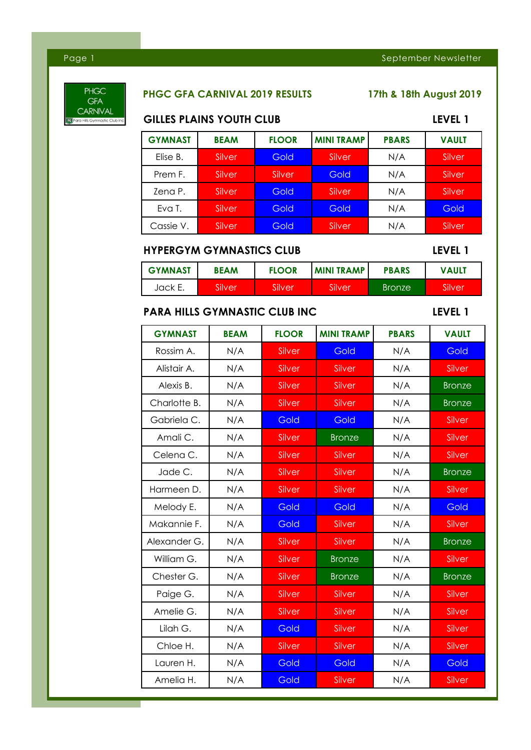PHGC GFA CARNIVAL

## PHGC GFA CARNIVAL 2019 RESULTS

**17th & 18th August 2019**

### GILLES PLAINS YOUTH CLUB — LEVEL 1

| GYMNAST | BEAM | FLOOR | MINI TRAMP | PBARS | VAULT |
|---|---|---|---|---|---|
| Elise B. | Silver | Gold | Silver | N/A | Silver |
| Prem F. | Silver | Silver | Gold | N/A | Silver |
| Zena P. | Silver | Gold | Silver | N/A | Silver |
| Eva T. | Silver | Gold | Gold | N/A | Gold |
| Cassie V. | Silver | Gold | Silver | N/A | Silver |

### HYPERGYM GYMNASTICS CLUB — LEVEL 1

| GYMNAST | BEAM | FLOOR | MINI TRAMP | PBARS | VAULT |
|---|---|---|---|---|---|
| Jack E. | Silver | Silver | Silver | Bronze | Silver |

### PARA HILLS GYMNASTIC CLUB INC — LEVEL 1

| GYMNAST | BEAM | FLOOR | MINI TRAMP | PBARS | VAULT |
|---|---|---|---|---|---|
| Rossim A. | N/A | Silver | Gold | N/A | Gold |
| Alistair A. | N/A | Silver | Silver | N/A | Silver |
| Alexis B. | N/A | Silver | Silver | N/A | Bronze |
| Charlotte B. | N/A | Silver | Silver | N/A | Bronze |
| Gabriela C. | N/A | Gold | Gold | N/A | Silver |
| Amali C. | N/A | Silver | Bronze | N/A | Silver |
| Celena C. | N/A | Silver | Silver | N/A | Silver |
| Jade C. | N/A | Silver | Silver | N/A | Bronze |
| Harmeen D. | N/A | Silver | Silver | N/A | Silver |
| Melody E. | N/A | Gold | Gold | N/A | Gold |
| Makannie F. | N/A | Gold | Silver | N/A | Silver |
| Alexander G. | N/A | Silver | Silver | N/A | Bronze |
| William G. | N/A | Silver | Bronze | N/A | Silver |
| Chester G. | N/A | Silver | Bronze | N/A | Bronze |
| Paige G. | N/A | Silver | Silver | N/A | Silver |
| Amelie G. | N/A | Silver | Silver | N/A | Silver |
| Lilah G. | N/A | Gold | Silver | N/A | Silver |
| Chloe H. | N/A | Silver | Silver | N/A | Silver |
| Lauren H. | N/A | Gold | Gold | N/A | Gold |
| Amelia H. | N/A | Gold | Silver | N/A | Silver |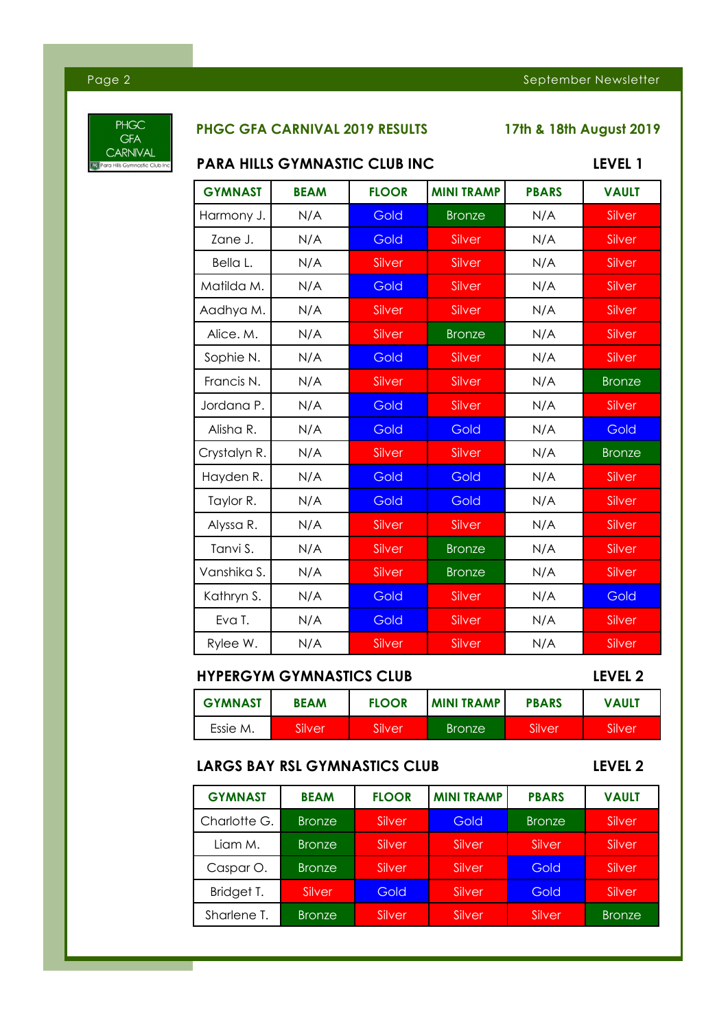PHGC GFA CARNIVAL

## PHGC GFA CARNIVAL 2019 RESULTS

**17th & 18th August 2019**

### PARA HILLS GYMNASTIC CLUB INC — LEVEL 1

| GYMNAST | BEAM | FLOOR | MINI TRAMP | PBARS | VAULT |
|---|---|---|---|---|---|
| Harmony J. | N/A | Gold | Bronze | N/A | Silver |
| Zane J. | N/A | Gold | Silver | N/A | Silver |
| Bella L. | N/A | Silver | Silver | N/A | Silver |
| Matilda M. | N/A | Gold | Silver | N/A | Silver |
| Aadhya M. | N/A | Silver | Silver | N/A | Silver |
| Alice. M. | N/A | Silver | Bronze | N/A | Silver |
| Sophie N. | N/A | Gold | Silver | N/A | Silver |
| Francis N. | N/A | Silver | Silver | N/A | Bronze |
| Jordana P. | N/A | Gold | Silver | N/A | Silver |
| Alisha R. | N/A | Gold | Gold | N/A | Gold |
| Crystalyn R. | N/A | Silver | Silver | N/A | Bronze |
| Hayden R. | N/A | Gold | Gold | N/A | Silver |
| Taylor R. | N/A | Gold | Gold | N/A | Silver |
| Alyssa R. | N/A | Silver | Silver | N/A | Silver |
| Tanvi S. | N/A | Silver | Bronze | N/A | Silver |
| Vanshika S. | N/A | Silver | Bronze | N/A | Silver |
| Kathryn S. | N/A | Gold | Silver | N/A | Gold |
| Eva T. | N/A | Gold | Silver | N/A | Silver |
| Rylee W. | N/A | Silver | Silver | N/A | Silver |

### HYPERGYM GYMNASTICS CLUB — LEVEL 2

| GYMNAST | BEAM | FLOOR | MINI TRAMP | PBARS | VAULT |
|---|---|---|---|---|---|
| Essie M. | Silver | Silver | Bronze | Silver | Silver |

### LARGS BAY RSL GYMNASTICS CLUB — LEVEL 2

| GYMNAST | BEAM | FLOOR | MINI TRAMP | PBARS | VAULT |
|---|---|---|---|---|---|
| Charlotte G. | Bronze | Silver | Gold | Bronze | Silver |
| Liam M. | Bronze | Silver | Silver | Silver | Silver |
| Caspar O. | Bronze | Silver | Silver | Gold | Silver |
| Bridget T. | Silver | Gold | Silver | Gold | Silver |
| Sharlene T. | Bronze | Silver | Silver | Silver | Bronze |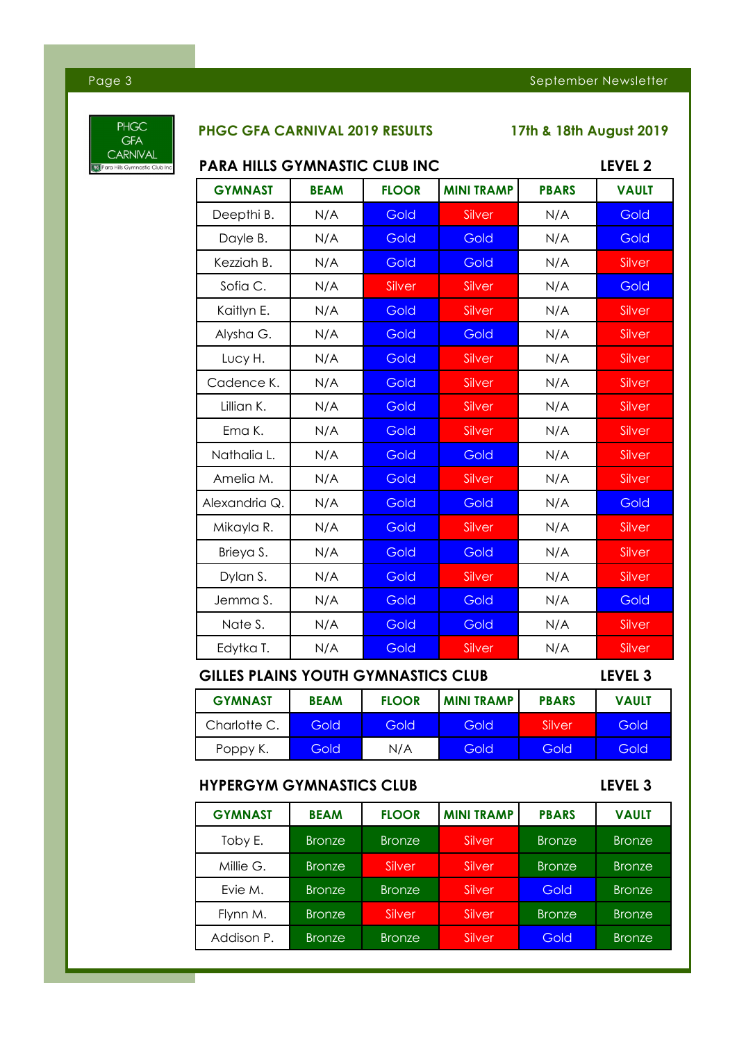PHGC GFA CARNIVAL

## PHGC GFA CARNIVAL 2019 RESULTS

**17th & 18th August 2019**

### PARA HILLS GYMNASTIC CLUB INC — LEVEL 2

| GYMNAST | BEAM | FLOOR | MINI TRAMP | PBARS | VAULT |
|---|---|---|---|---|---|
| Deepthi B. | N/A | Gold | Silver | N/A | Gold |
| Dayle B. | N/A | Gold | Gold | N/A | Gold |
| Kezziah B. | N/A | Gold | Gold | N/A | Silver |
| Sofia C. | N/A | Silver | Silver | N/A | Gold |
| Kaitlyn E. | N/A | Gold | Silver | N/A | Silver |
| Alysha G. | N/A | Gold | Gold | N/A | Silver |
| Lucy H. | N/A | Gold | Silver | N/A | Silver |
| Cadence K. | N/A | Gold | Silver | N/A | Silver |
| Lillian K. | N/A | Gold | Silver | N/A | Silver |
| Ema K. | N/A | Gold | Silver | N/A | Silver |
| Nathalia L. | N/A | Gold | Gold | N/A | Silver |
| Amelia M. | N/A | Gold | Silver | N/A | Silver |
| Alexandria Q. | N/A | Gold | Gold | N/A | Gold |
| Mikayla R. | N/A | Gold | Silver | N/A | Silver |
| Brieya S. | N/A | Gold | Gold | N/A | Silver |
| Dylan S. | N/A | Gold | Silver | N/A | Silver |
| Jemma S. | N/A | Gold | Gold | N/A | Gold |
| Nate S. | N/A | Gold | Gold | N/A | Silver |
| Edytka T. | N/A | Gold | Silver | N/A | Silver |

### GILLES PLAINS YOUTH GYMNASTICS CLUB — LEVEL 3

| GYMNAST | BEAM | FLOOR | MINI TRAMP | PBARS | VAULT |
|---|---|---|---|---|---|
| Charlotte C. | Gold | Gold | Gold | Silver | Gold |
| Poppy K. | Gold | N/A | Gold | Gold | Gold |

### HYPERGYM GYMNASTICS CLUB — LEVEL 3

| GYMNAST | BEAM | FLOOR | MINI TRAMP | PBARS | VAULT |
|---|---|---|---|---|---|
| Toby E. | Bronze | Bronze | Silver | Bronze | Bronze |
| Millie G. | Bronze | Silver | Silver | Bronze | Bronze |
| Evie M. | Bronze | Bronze | Silver | Gold | Bronze |
| Flynn M. | Bronze | Silver | Silver | Bronze | Bronze |
| Addison P. | Bronze | Bronze | Silver | Gold | Bronze |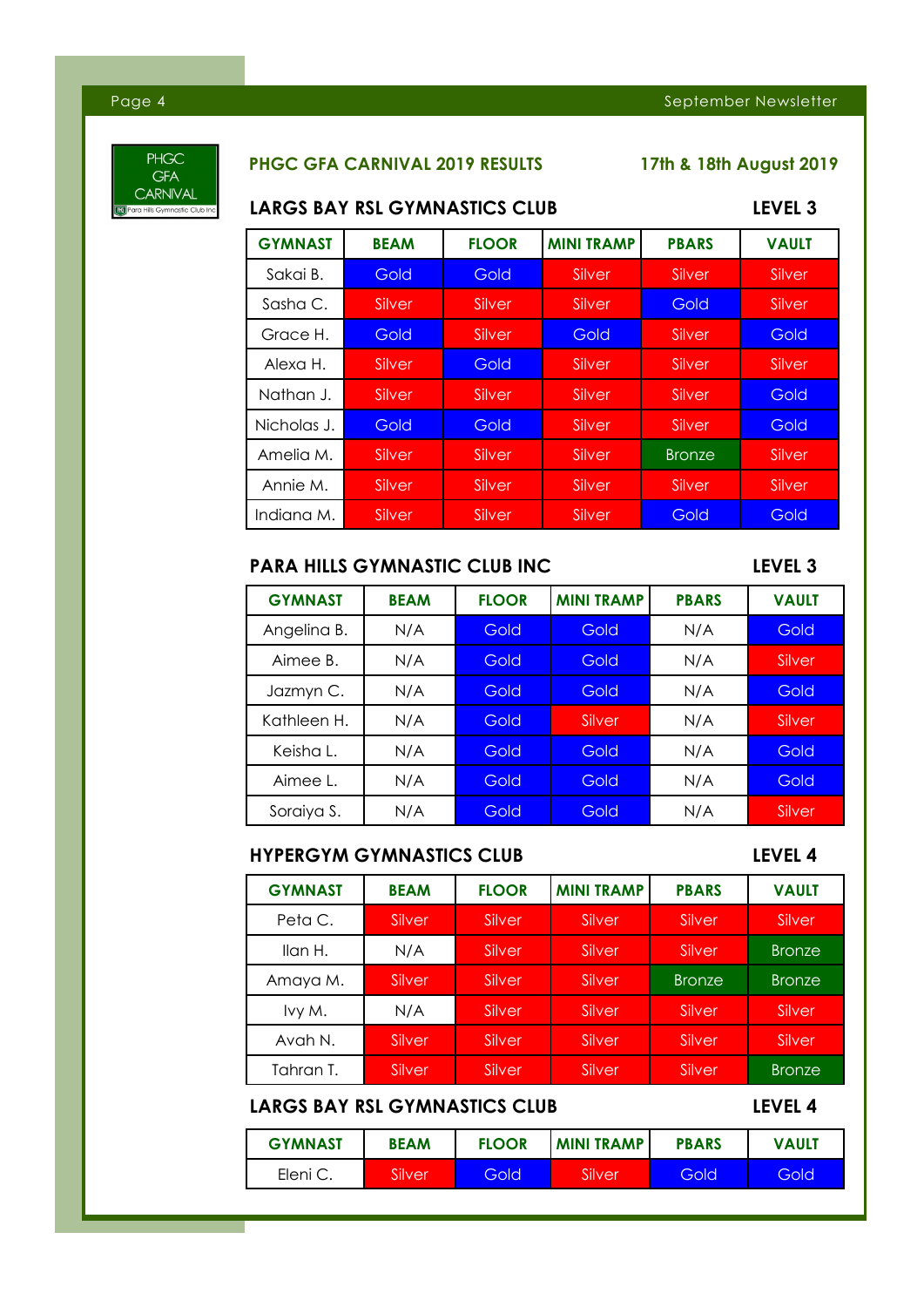PHGC GFA CARNIVAL

## PHGC GFA CARNIVAL 2019 RESULTS

**17th & 18th August 2019**

### LARGS BAY RSL GYMNASTICS CLUB — LEVEL 3

| GYMNAST | BEAM | FLOOR | MINI TRAMP | PBARS | VAULT |
|---|---|---|---|---|---|
| Sakai B. | Gold | Gold | Silver | Silver | Silver |
| Sasha C. | Silver | Silver | Silver | Gold | Silver |
| Grace H. | Gold | Silver | Gold | Silver | Gold |
| Alexa H. | Silver | Gold | Silver | Silver | Silver |
| Nathan J. | Silver | Silver | Silver | Silver | Gold |
| Nicholas J. | Gold | Gold | Silver | Silver | Gold |
| Amelia M. | Silver | Silver | Silver | Bronze | Silver |
| Annie M. | Silver | Silver | Silver | Silver | Silver |
| Indiana M. | Silver | Silver | Silver | Gold | Gold |

### PARA HILLS GYMNASTIC CLUB INC — LEVEL 3

| GYMNAST | BEAM | FLOOR | MINI TRAMP | PBARS | VAULT |
|---|---|---|---|---|---|
| Angelina B. | N/A | Gold | Gold | N/A | Gold |
| Aimee B. | N/A | Gold | Gold | N/A | Silver |
| Jazmyn C. | N/A | Gold | Gold | N/A | Gold |
| Kathleen H. | N/A | Gold | Silver | N/A | Silver |
| Keisha L. | N/A | Gold | Gold | N/A | Gold |
| Aimee L. | N/A | Gold | Gold | N/A | Gold |
| Soraiya S. | N/A | Gold | Gold | N/A | Silver |

### HYPERGYM GYMNASTICS CLUB — LEVEL 4

| GYMNAST | BEAM | FLOOR | MINI TRAMP | PBARS | VAULT |
|---|---|---|---|---|---|
| Peta C. | Silver | Silver | Silver | Silver | Silver |
| Ilan H. | N/A | Silver | Silver | Silver | Bronze |
| Amaya M. | Silver | Silver | Silver | Bronze | Bronze |
| Ivy M. | N/A | Silver | Silver | Silver | Silver |
| Avah N. | Silver | Silver | Silver | Silver | Silver |
| Tahran T. | Silver | Silver | Silver | Silver | Bronze |

### LARGS BAY RSL GYMNASTICS CLUB — LEVEL 4

| GYMNAST | BEAM | FLOOR | MINI TRAMP | PBARS | VAULT |
|---|---|---|---|---|---|
| Eleni C. | Silver | Gold | Silver | Gold | Gold |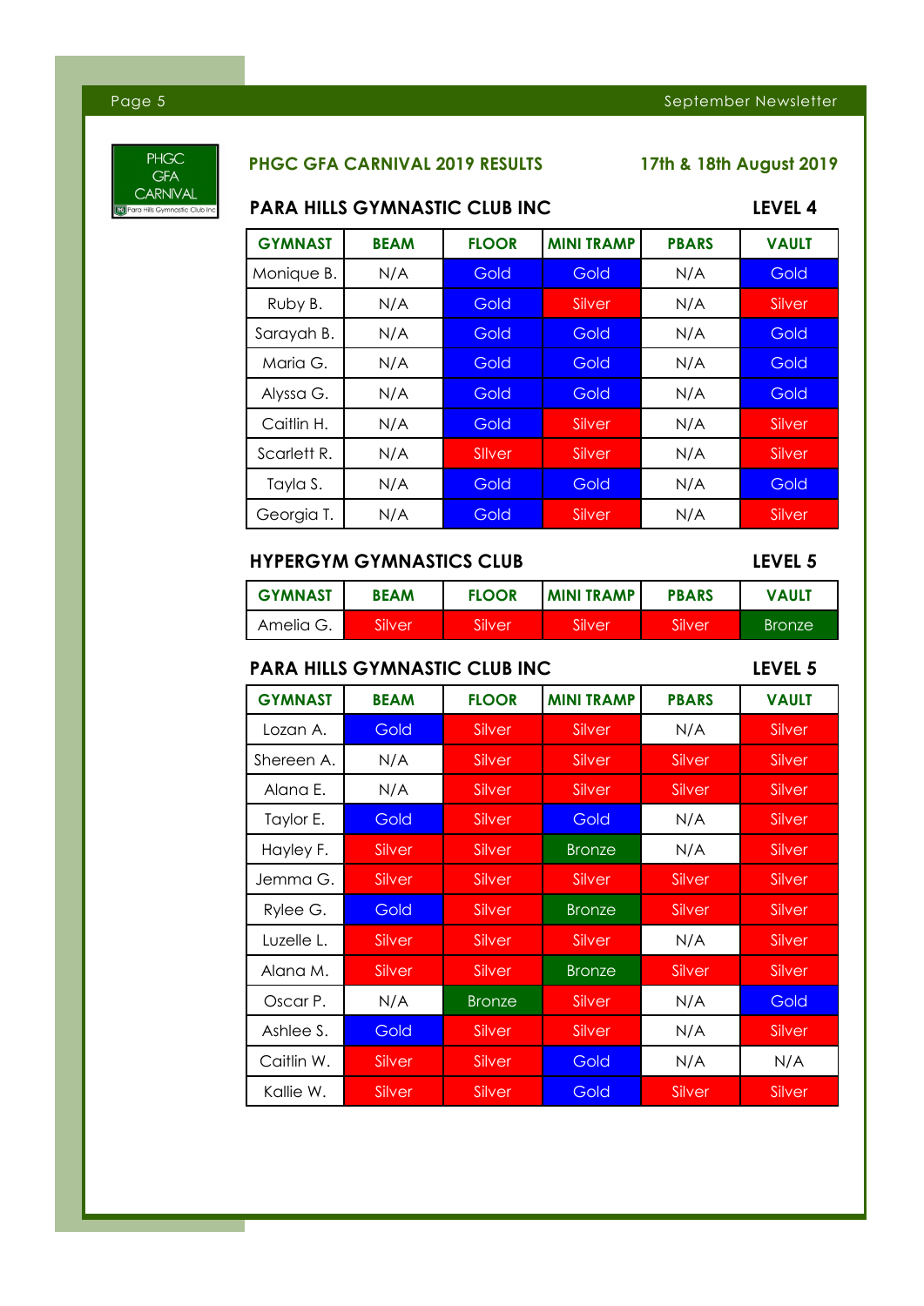PHGC GFA CARNIVAL

## PHGC GFA CARNIVAL 2019 RESULTS

**17th & 18th August 2019**

### PARA HILLS GYMNASTIC CLUB INC — LEVEL 4

| GYMNAST | BEAM | FLOOR | MINI TRAMP | PBARS | VAULT |
|---|---|---|---|---|---|
| Monique B. | N/A | Gold | Gold | N/A | Gold |
| Ruby B. | N/A | Gold | Silver | N/A | Silver |
| Sarayah B. | N/A | Gold | Gold | N/A | Gold |
| Maria G. | N/A | Gold | Gold | N/A | Gold |
| Alyssa G. | N/A | Gold | Gold | N/A | Gold |
| Caitlin H. | N/A | Gold | Silver | N/A | Silver |
| Scarlett R. | N/A | SIlver | Silver | N/A | Silver |
| Tayla S. | N/A | Gold | Gold | N/A | Gold |
| Georgia T. | N/A | Gold | Silver | N/A | Silver |

### HYPERGYM GYMNASTICS CLUB — LEVEL 5

| GYMNAST | BEAM | FLOOR | MINI TRAMP | PBARS | VAULT |
|---|---|---|---|---|---|
| Amelia G. | Silver | Silver | Silver | Silver | Bronze |

### PARA HILLS GYMNASTIC CLUB INC — LEVEL 5

| GYMNAST | BEAM | FLOOR | MINI TRAMP | PBARS | VAULT |
|---|---|---|---|---|---|
| Lozan A. | Gold | Silver | Silver | N/A | Silver |
| Shereen A. | N/A | Silver | Silver | Silver | Silver |
| Alana E. | N/A | Silver | Silver | Silver | Silver |
| Taylor E. | Gold | Silver | Gold | N/A | Silver |
| Hayley F. | Silver | Silver | Bronze | N/A | Silver |
| Jemma G. | Silver | Silver | Silver | Silver | Silver |
| Rylee G. | Gold | Silver | Bronze | Silver | Silver |
| Luzelle L. | Silver | Silver | Silver | N/A | Silver |
| Alana M. | Silver | Silver | Bronze | Silver | Silver |
| Oscar P. | N/A | Bronze | Silver | N/A | Gold |
| Ashlee S. | Gold | Silver | Silver | N/A | Silver |
| Caitlin W. | Silver | Silver | Gold | N/A | N/A |
| Kallie W. | Silver | Silver | Gold | Silver | Silver |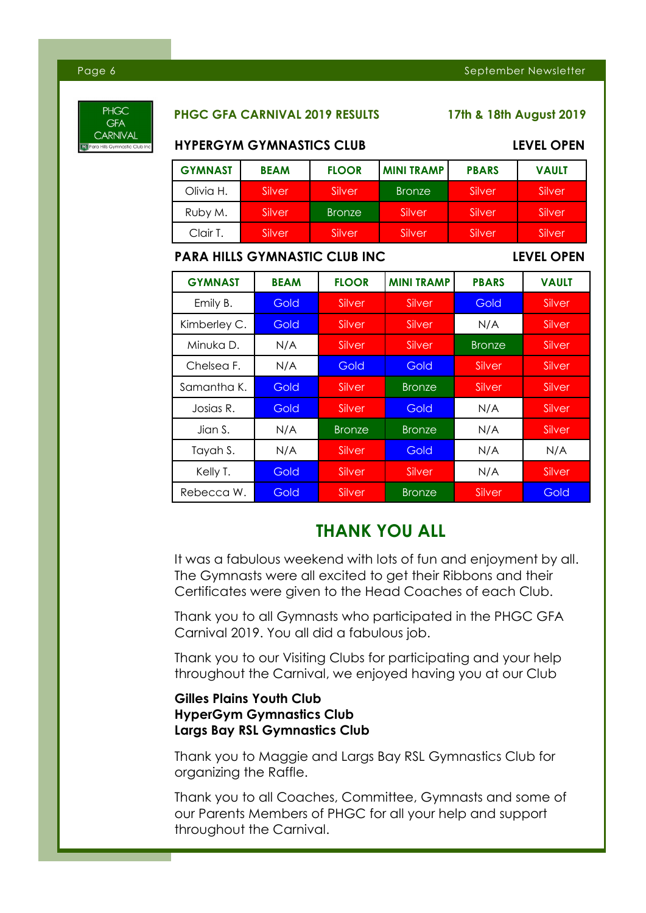PHGC GFA CARNIVAL

## PHGC GFA CARNIVAL 2019 RESULTS — 17th & 18th August 2019

### HYPERGYM GYMNASTICS CLUB — LEVEL OPEN

| GYMNAST | BEAM | FLOOR | MINI TRAMP | PBARS | VAULT |
|---|---|---|---|---|---|
| Olivia H. | Silver | Silver | Bronze | Silver | Silver |
| Ruby M. | Silver | Bronze | Silver | Silver | Silver |
| Clair T. | Silver | Silver | Silver | Silver | Silver |

### PARA HILLS GYMNASTIC CLUB INC — LEVEL OPEN

| GYMNAST | BEAM | FLOOR | MINI TRAMP | PBARS | VAULT |
|---|---|---|---|---|---|
| Emily B. | Gold | Silver | Silver | Gold | Silver |
| Kimberley C. | Gold | Silver | Silver | N/A | Silver |
| Minuka D. | N/A | Silver | Silver | Bronze | Silver |
| Chelsea F. | N/A | Gold | Gold | Silver | Silver |
| Samantha K. | Gold | Silver | Bronze | Silver | Silver |
| Josias R. | Gold | Silver | Gold | N/A | Silver |
| Jian S. | N/A | Bronze | Bronze | N/A | Silver |
| Tayah S. | N/A | Silver | Gold | N/A | N/A |
| Kelly T. | Gold | Silver | Silver | N/A | Silver |
| Rebecca W. | Gold | Silver | Bronze | Silver | Gold |

## THANK YOU ALL

It was a fabulous weekend with lots of fun and enjoyment by all. The Gymnasts were all excited to get their Ribbons and their Certificates were given to the Head Coaches of each Club.

Thank you to all Gymnasts who participated in the PHGC GFA Carnival 2019. You all did a fabulous job.

Thank you to our Visiting Clubs for participating and your help throughout the Carnival, we enjoyed having you at our Club

**Gilles Plains Youth Club**
**HyperGym Gymnastics Club**
**Largs Bay RSL Gymnastics Club**

Thank you to Maggie and Largs Bay RSL Gymnastics Club for organizing the Raffle.

Thank you to all Coaches, Committee, Gymnasts and some of our Parents Members of PHGC for all your help and support throughout the Carnival.